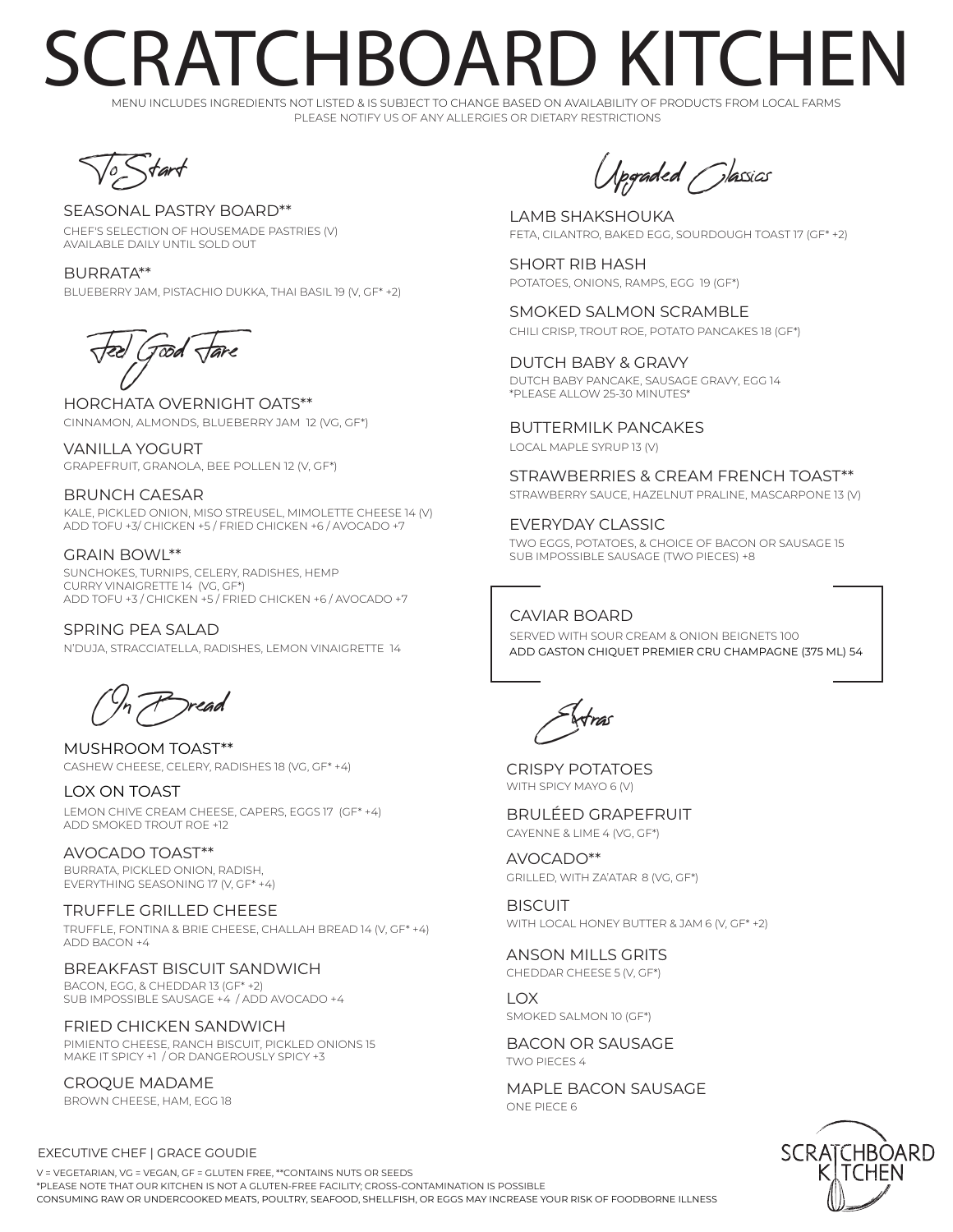# SCRATCHBOARD KITCHEN

MENU INCLUDES INGREDIENTS NOT LISTED & IS SUBJECT TO CHANGE BASED ON AVAILABILITY OF PRODUCTS FROM LOCAL FARMS
PLEASE NOTIFY US OF ANY ALLERGIES OR DIETARY RESTRICTIONS

## To Start

**SEASONAL PASTRY BOARD****
CHEF'S SELECTION OF HOUSEMADE PASTRIES (V)
AVAILABLE DAILY UNTIL SOLD OUT

**BURRATA****
BLUEBERRY JAM, PISTACHIO DUKKA, THAI BASIL 19 (V, GF* +2)

## Feel Good Fare

**HORCHATA OVERNIGHT OATS****
CINNAMON, ALMONDS, BLUEBERRY JAM 12 (VG, GF*)

**VANILLA YOGURT**
GRAPEFRUIT, GRANOLA, BEE POLLEN 12 (V, GF*)

**BRUNCH CAESAR**
KALE, PICKLED ONION, MISO STREUSEL, MIMOLETTE CHEESE 14 (V)
ADD TOFU +3/ CHICKEN +5 / FRIED CHICKEN +6 / AVOCADO +7

**GRAIN BOWL****
SUNCHOKES, TURNIPS, CELERY, RADISHES, HEMP
CURRY VINAIGRETTE 14 (VG, GF*)
ADD TOFU +3 / CHICKEN +5 / FRIED CHICKEN +6 / AVOCADO +7

**SPRING PEA SALAD**
N'DUJA, STRACCIATELLA, RADISHES, LEMON VINAIGRETTE 14

## On Bread

**MUSHROOM TOAST****
CASHEW CHEESE, CELERY, RADISHES 18 (VG, GF* +4)

**LOX ON TOAST**
LEMON CHIVE CREAM CHEESE, CAPERS, EGGS 17 (GF* +4)
ADD SMOKED TROUT ROE +12

**AVOCADO TOAST****
BURRATA, PICKLED ONION, RADISH,
EVERYTHING SEASONING 17 (V, GF* +4)

**TRUFFLE GRILLED CHEESE**
TRUFFLE, FONTINA & BRIE CHEESE, CHALLAH BREAD 14 (V, GF* +4)
ADD BACON +4

**BREAKFAST BISCUIT SANDWICH**
BACON, EGG, & CHEDDAR 13 (GF* +2)
SUB IMPOSSIBLE SAUSAGE +4 / ADD AVOCADO +4

**FRIED CHICKEN SANDWICH**
PIMIENTO CHEESE, RANCH BISCUIT, PICKLED ONIONS 15
MAKE IT SPICY +1 / OR DANGEROUSLY SPICY +3

**CROQUE MADAME**
BROWN CHEESE, HAM, EGG 18

## Upgraded Classics

**LAMB SHAKSHOUKA**
FETA, CILANTRO, BAKED EGG, SOURDOUGH TOAST 17 (GF* +2)

**SHORT RIB HASH**
POTATOES, ONIONS, RAMPS, EGG 19 (GF*)

**SMOKED SALMON SCRAMBLE**
CHILI CRISP, TROUT ROE, POTATO PANCAKES 18 (GF*)

**DUTCH BABY & GRAVY**
DUTCH BABY PANCAKE, SAUSAGE GRAVY, EGG 14
*PLEASE ALLOW 25-30 MINUTES*

**BUTTERMILK PANCAKES**
LOCAL MAPLE SYRUP 13 (V)

**STRAWBERRIES & CREAM FRENCH TOAST****
STRAWBERRY SAUCE, HAZELNUT PRALINE, MASCARPONE 13 (V)

**EVERYDAY CLASSIC**
TWO EGGS, POTATOES, & CHOICE OF BACON OR SAUSAGE 15
SUB IMPOSSIBLE SAUSAGE (TWO PIECES) +8

**CAVIAR BOARD**
SERVED WITH SOUR CREAM & ONION BEIGNETS 100
ADD GASTON CHIQUET PREMIER CRU CHAMPAGNE (375 ML) 54

## Extras

**CRISPY POTATOES**
WITH SPICY MAYO 6 (V)

**BRULÉED GRAPEFRUIT**
CAYENNE & LIME 4 (VG, GF*)

**AVOCADO****
GRILLED, WITH ZA'ATAR 8 (VG, GF*)

**BISCUIT**
WITH LOCAL HONEY BUTTER & JAM 6 (V, GF* +2)

**ANSON MILLS GRITS**
CHEDDAR CHEESE 5 (V, GF*)

**LOX**
SMOKED SALMON 10 (GF*)

**BACON OR SAUSAGE**
TWO PIECES 4

**MAPLE BACON SAUSAGE**
ONE PIECE 6

EXECUTIVE CHEF | GRACE GOUDIE

V = VEGETARIAN, VG = VEGAN, GF = GLUTEN FREE, **CONTAINS NUTS OR SEEDS
*PLEASE NOTE THAT OUR KITCHEN IS NOT A GLUTEN-FREE FACILITY; CROSS-CONTAMINATION IS POSSIBLE
CONSUMING RAW OR UNDERCOOKED MEATS, POULTRY, SEAFOOD, SHELLFISH, OR EGGS MAY INCREASE YOUR RISK OF FOODBORNE ILLNESS

SCRATCHBOARD KITCHEN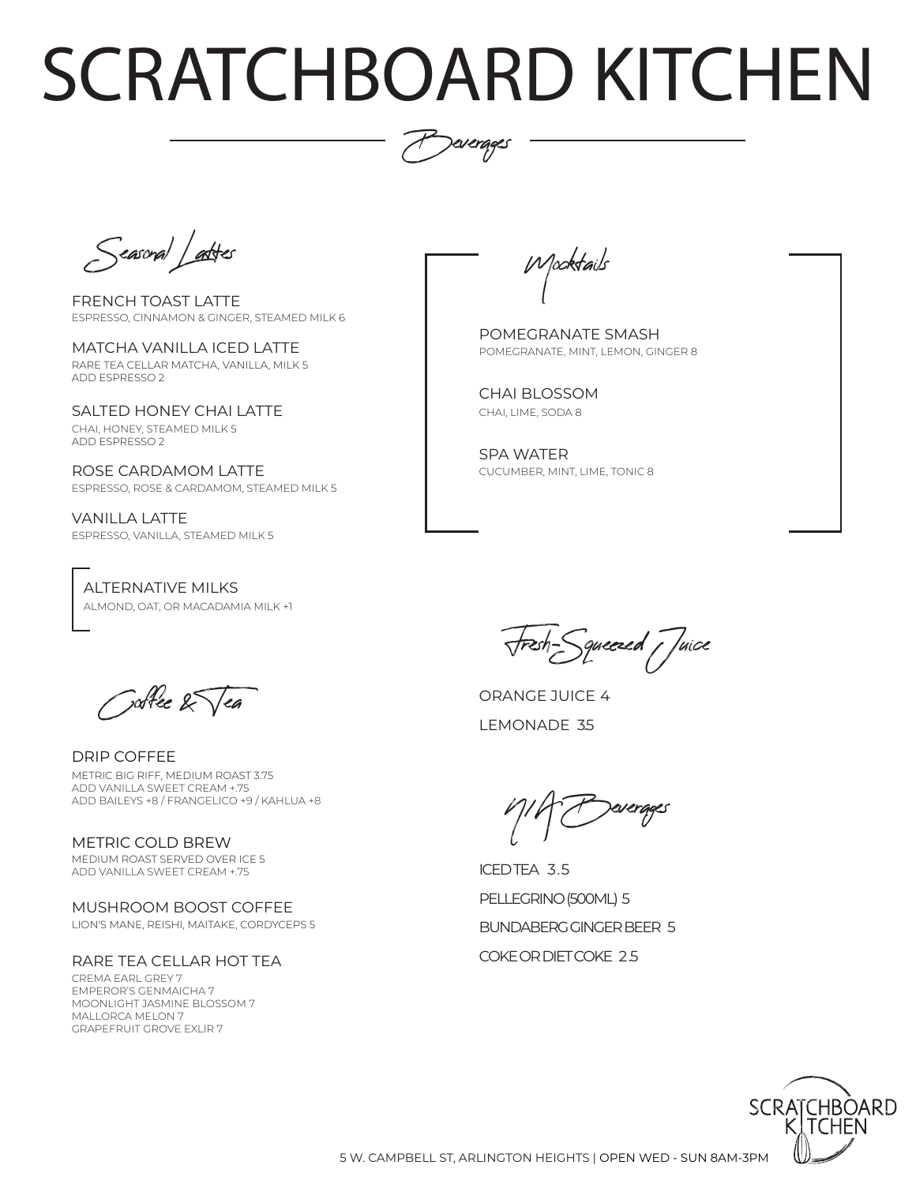# SCRATCHBOARD KITCHEN

## Beverages

### Seasonal Lattes

FRENCH TOAST LATTE
ESPRESSO, CINNAMON & GINGER, STEAMED MILK 6

MATCHA VANILLA ICED LATTE
RARE TEA CELLAR MATCHA, VANILLA, MILK 5
ADD ESPRESSO 2

SALTED HONEY CHAI LATTE
CHAI, HONEY, STEAMED MILK 5
ADD ESPRESSO 2

ROSE CARDAMOM LATTE
ESPRESSO, ROSE & CARDAMOM, STEAMED MILK 5

VANILLA LATTE
ESPRESSO, VANILLA, STEAMED MILK 5

ALTERNATIVE MILKS
ALMOND, OAT, OR MACADAMIA MILK +1

### Coffee & Tea

DRIP COFFEE
METRIC BIG RIFF, MEDIUM ROAST 3.75
ADD VANILLA SWEET CREAM +.75
ADD BAILEYS +8 / FRANGELICO +9 / KAHLUA +8

METRIC COLD BREW
MEDIUM ROAST SERVED OVER ICE 5
ADD VANILLA SWEET CREAM +.75

MUSHROOM BOOST COFFEE
LION'S MANE, REISHI, MAITAKE, CORDYCEPS 5

RARE TEA CELLAR HOT TEA
CREMA EARL GREY 7
EMPEROR'S GENMAICHA 7
MOONLIGHT JASMINE BLOSSOM 7
MALLORCA MELON 7
GRAPEFRUIT GROVE EXLIR 7

### Mocktails

POMEGRANATE SMASH
POMEGRANATE, MINT, LEMON, GINGER 8

CHAI BLOSSOM
CHAI, LIME, SODA 8

SPA WATER
CUCUMBER, MINT, LIME, TONIC 8

### Fresh-Squeezed Juice

ORANGE JUICE 4

LEMONADE 3.5

### N/A Beverages

ICED TEA 3.5

PELLEGRINO (500ML) 5

BUNDABERG GINGER BEER 5

COKE OR DIET COKE 2.5

5 W. CAMPBELL ST, ARLINGTON HEIGHTS | OPEN WED - SUN 8AM-3PM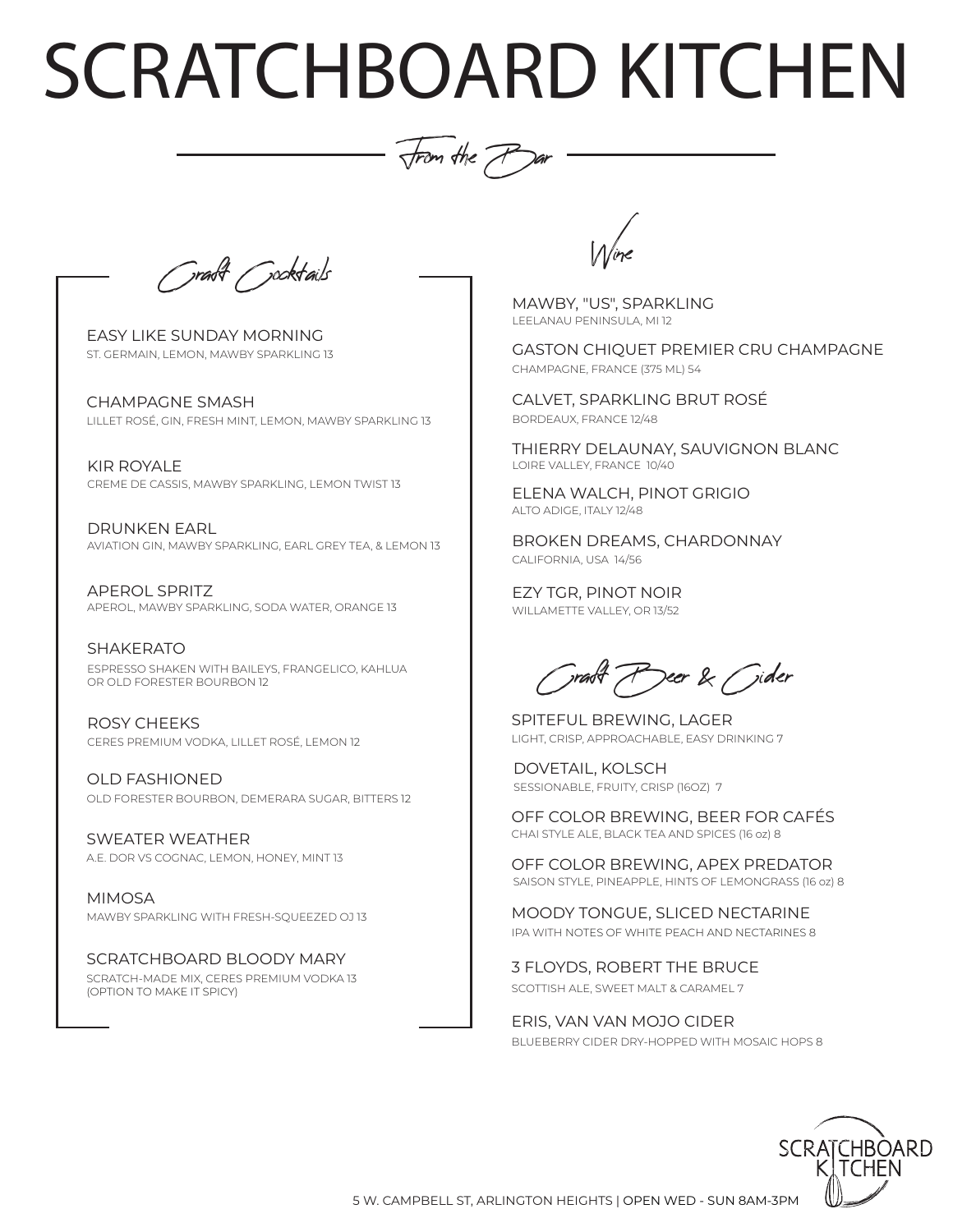# SCRATCHBOARD KITCHEN

## From the Bar

### Craft Cocktails

EASY LIKE SUNDAY MORNING
ST. GERMAIN, LEMON, MAWBY SPARKLING 13

CHAMPAGNE SMASH
LILLET ROSÉ, GIN, FRESH MINT, LEMON, MAWBY SPARKLING 13

KIR ROYALE
CREME DE CASSIS, MAWBY SPARKLING, LEMON TWIST 13

DRUNKEN EARL
AVIATION GIN, MAWBY SPARKLING, EARL GREY TEA, & LEMON 13

APEROL SPRITZ
APEROL, MAWBY SPARKLING, SODA WATER, ORANGE 13

SHAKERATO
ESPRESSO SHAKEN WITH BAILEYS, FRANGELICO, KAHLUA OR OLD FORESTER BOURBON 12

ROSY CHEEKS
CERES PREMIUM VODKA, LILLET ROSÉ, LEMON 12

OLD FASHIONED
OLD FORESTER BOURBON, DEMERARA SUGAR, BITTERS 12

SWEATER WEATHER
A.E. DOR VS COGNAC, LEMON, HONEY, MINT 13

MIMOSA
MAWBY SPARKLING WITH FRESH-SQUEEZED OJ 13

SCRATCHBOARD BLOODY MARY
SCRATCH-MADE MIX, CERES PREMIUM VODKA 13
(OPTION TO MAKE IT SPICY)

### Wine

MAWBY, "US", SPARKLING
LEELANAU PENINSULA, MI 12

GASTON CHIQUET PREMIER CRU CHAMPAGNE
CHAMPAGNE, FRANCE (375 ML) 54

CALVET, SPARKLING BRUT ROSÉ
BORDEAUX, FRANCE 12/48

THIERRY DELAUNAY, SAUVIGNON BLANC
LOIRE VALLEY, FRANCE 10/40

ELENA WALCH, PINOT GRIGIO
ALTO ADIGE, ITALY 12/48

BROKEN DREAMS, CHARDONNAY
CALIFORNIA, USA 14/56

EZY TGR, PINOT NOIR
WILLAMETTE VALLEY, OR 13/52

### Craft Beer & Cider

SPITEFUL BREWING, LAGER
LIGHT, CRISP, APPROACHABLE, EASY DRINKING 7

DOVETAIL, KOLSCH
SESSIONABLE, FRUITY, CRISP (16OZ) 7

OFF COLOR BREWING, BEER FOR CAFÉS
CHAI STYLE ALE, BLACK TEA AND SPICES (16 oz) 8

OFF COLOR BREWING, APEX PREDATOR
SAISON STYLE, PINEAPPLE, HINTS OF LEMONGRASS (16 oz) 8

MOODY TONGUE, SLICED NECTARINE
IPA WITH NOTES OF WHITE PEACH AND NECTARINES 8

3 FLOYDS, ROBERT THE BRUCE
SCOTTISH ALE, SWEET MALT & CARAMEL 7

ERIS, VAN VAN MOJO CIDER
BLUEBERRY CIDER DRY-HOPPED WITH MOSAIC HOPS 8

5 W. CAMPBELL ST, ARLINGTON HEIGHTS | OPEN WED - SUN 8AM-3PM

SCRATCHBOARD KITCHEN